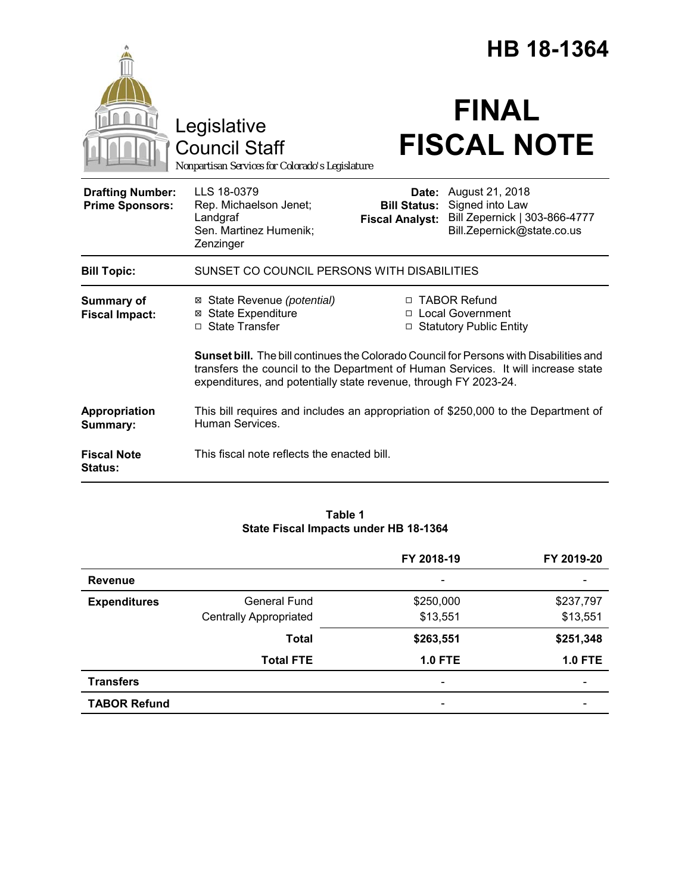# HB 18-1364

Legislative Council Staff
*Nonpartisan Services for Colorado's Legislature*

# FINAL FISCAL NOTE

| | | | |
|---|---|---|---|
| **Drafting Number:** | LLS 18-0379 | **Date:** | August 21, 2018 |
| **Prime Sponsors:** | Rep. Michaelson Jenet; Landgraf<br>Sen. Martinez Humenik; Zenzinger | **Bill Status:** | Signed into Law |
| | | **Fiscal Analyst:** | Bill Zepernick \| 303-866-4777<br>Bill.Zepernick@state.co.us |

**Bill Topic:** SUNSET CO COUNCIL PERSONS WITH DISABILITIES

**Summary of Fiscal Impact:**

- ☒ State Revenue *(potential)*
- ☒ State Expenditure
- ☐ State Transfer
- ☐ TABOR Refund
- ☐ Local Government
- ☐ Statutory Public Entity

**Sunset bill.** The bill continues the Colorado Council for Persons with Disabilities and transfers the council to the Department of Human Services. It will increase state expenditures, and potentially state revenue, through FY 2023-24.

**Appropriation Summary:** This bill requires and includes an appropriation of $250,000 to the Department of Human Services.

**Fiscal Note Status:** This fiscal note reflects the enacted bill.

**Table 1**
**State Fiscal Impacts under HB 18-1364**

| | | FY 2018-19 | FY 2019-20 |
|---|---|---|---|
| **Revenue** | | - | - |
| **Expenditures** | General Fund | $250,000 | $237,797 |
| | Centrally Appropriated | $13,551 | $13,551 |
| | **Total** | **$263,551** | **$251,348** |
| | **Total FTE** | **1.0 FTE** | **1.0 FTE** |
| **Transfers** | | - | - |
| **TABOR Refund** | | - | - |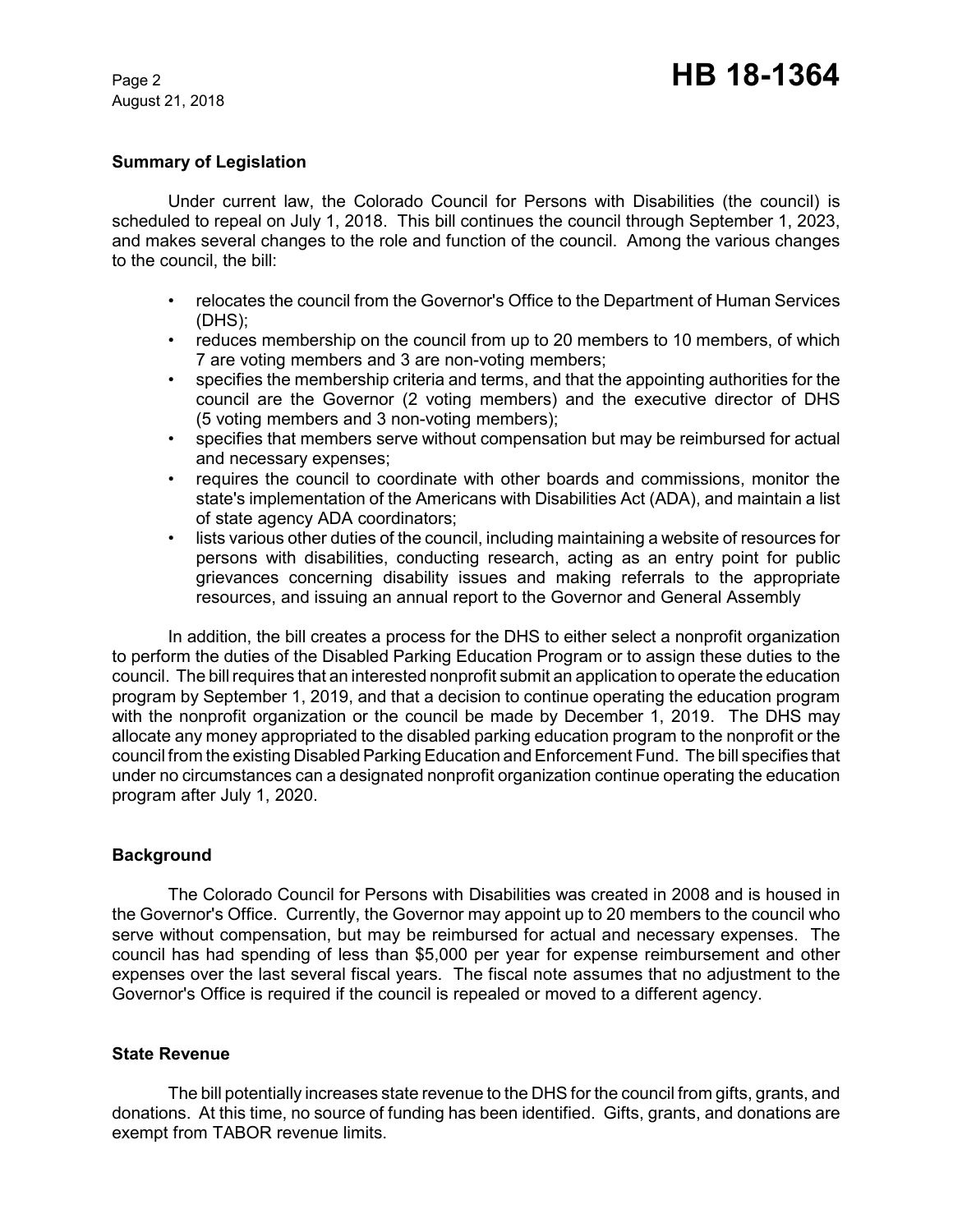## Summary of Legislation

Under current law, the Colorado Council for Persons with Disabilities (the council) is scheduled to repeal on July 1, 2018. This bill continues the council through September 1, 2023, and makes several changes to the role and function of the council. Among the various changes to the council, the bill:

- relocates the council from the Governor's Office to the Department of Human Services (DHS);
- reduces membership on the council from up to 20 members to 10 members, of which 7 are voting members and 3 are non-voting members;
- specifies the membership criteria and terms, and that the appointing authorities for the council are the Governor (2 voting members) and the executive director of DHS (5 voting members and 3 non-voting members);
- specifies that members serve without compensation but may be reimbursed for actual and necessary expenses;
- requires the council to coordinate with other boards and commissions, monitor the state's implementation of the Americans with Disabilities Act (ADA), and maintain a list of state agency ADA coordinators;
- lists various other duties of the council, including maintaining a website of resources for persons with disabilities, conducting research, acting as an entry point for public grievances concerning disability issues and making referrals to the appropriate resources, and issuing an annual report to the Governor and General Assembly

In addition, the bill creates a process for the DHS to either select a nonprofit organization to perform the duties of the Disabled Parking Education Program or to assign these duties to the council. The bill requires that an interested nonprofit submit an application to operate the education program by September 1, 2019, and that a decision to continue operating the education program with the nonprofit organization or the council be made by December 1, 2019. The DHS may allocate any money appropriated to the disabled parking education program to the nonprofit or the council from the existing Disabled Parking Education and Enforcement Fund. The bill specifies that under no circumstances can a designated nonprofit organization continue operating the education program after July 1, 2020.

## Background

The Colorado Council for Persons with Disabilities was created in 2008 and is housed in the Governor's Office. Currently, the Governor may appoint up to 20 members to the council who serve without compensation, but may be reimbursed for actual and necessary expenses. The council has had spending of less than $5,000 per year for expense reimbursement and other expenses over the last several fiscal years. The fiscal note assumes that no adjustment to the Governor's Office is required if the council is repealed or moved to a different agency.

## State Revenue

The bill potentially increases state revenue to the DHS for the council from gifts, grants, and donations. At this time, no source of funding has been identified. Gifts, grants, and donations are exempt from TABOR revenue limits.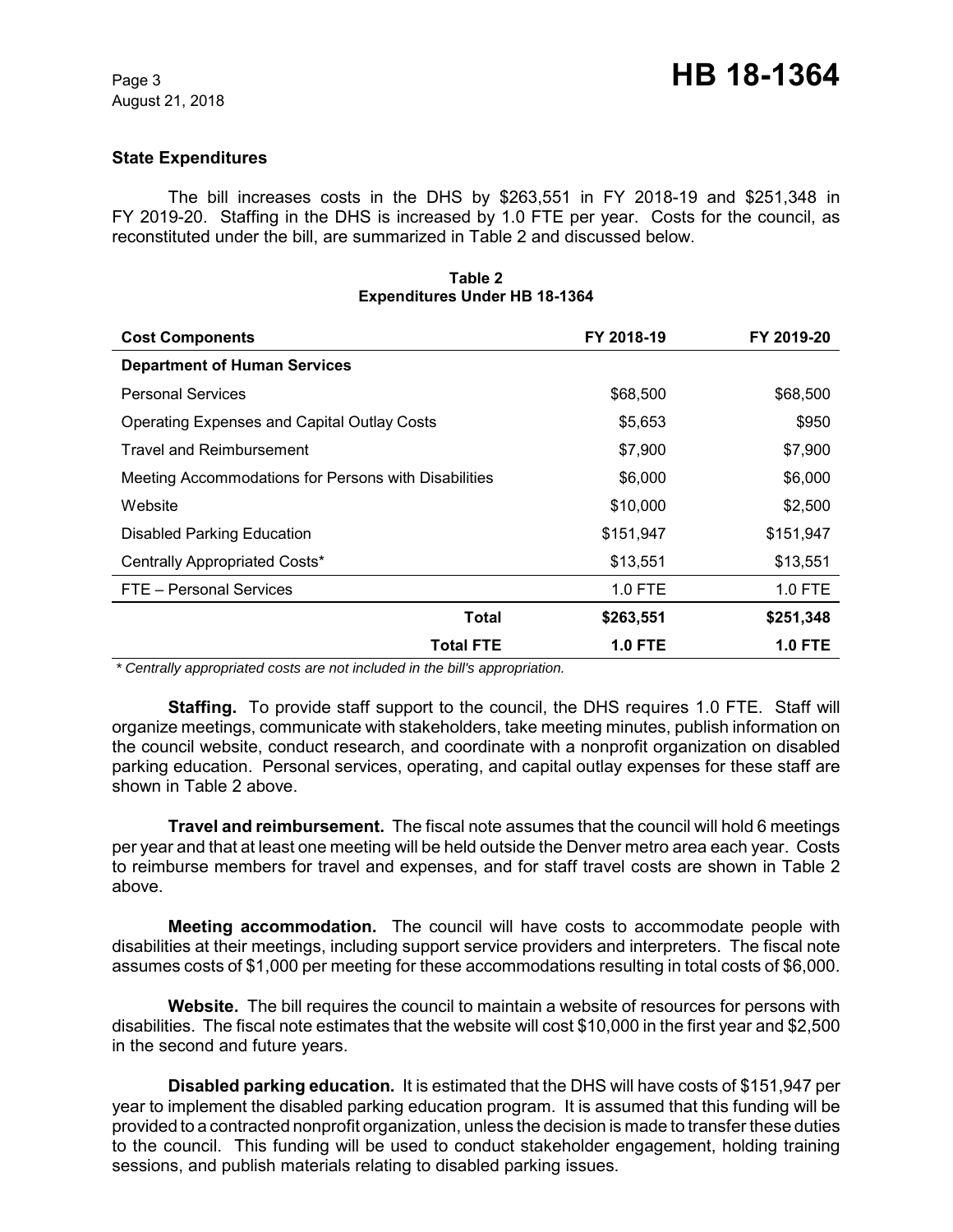## State Expenditures

The bill increases costs in the DHS by $263,551 in FY 2018-19 and $251,348 in FY 2019-20. Staffing in the DHS is increased by 1.0 FTE per year. Costs for the council, as reconstituted under the bill, are summarized in Table 2 and discussed below.

**Table 2**
**Expenditures Under HB 18-1364**

| Cost Components | FY 2018-19 | FY 2019-20 |
|---|---|---|
| **Department of Human Services** | | |
| Personal Services | $68,500 | $68,500 |
| Operating Expenses and Capital Outlay Costs | $5,653 | $950 |
| Travel and Reimbursement | $7,900 | $7,900 |
| Meeting Accommodations for Persons with Disabilities | $6,000 | $6,000 |
| Website | $10,000 | $2,500 |
| Disabled Parking Education | $151,947 | $151,947 |
| Centrally Appropriated Costs* | $13,551 | $13,551 |
| FTE – Personal Services | 1.0 FTE | 1.0 FTE |
| **Total** | **$263,551** | **$251,348** |
| **Total FTE** | **1.0 FTE** | **1.0 FTE** |

*\* Centrally appropriated costs are not included in the bill's appropriation.*

**Staffing.** To provide staff support to the council, the DHS requires 1.0 FTE. Staff will organize meetings, communicate with stakeholders, take meeting minutes, publish information on the council website, conduct research, and coordinate with a nonprofit organization on disabled parking education. Personal services, operating, and capital outlay expenses for these staff are shown in Table 2 above.

**Travel and reimbursement.** The fiscal note assumes that the council will hold 6 meetings per year and that at least one meeting will be held outside the Denver metro area each year. Costs to reimburse members for travel and expenses, and for staff travel costs are shown in Table 2 above.

**Meeting accommodation.** The council will have costs to accommodate people with disabilities at their meetings, including support service providers and interpreters. The fiscal note assumes costs of $1,000 per meeting for these accommodations resulting in total costs of $6,000.

**Website.** The bill requires the council to maintain a website of resources for persons with disabilities. The fiscal note estimates that the website will cost $10,000 in the first year and $2,500 in the second and future years.

**Disabled parking education.** It is estimated that the DHS will have costs of $151,947 per year to implement the disabled parking education program. It is assumed that this funding will be provided to a contracted nonprofit organization, unless the decision is made to transfer these duties to the council. This funding will be used to conduct stakeholder engagement, holding training sessions, and publish materials relating to disabled parking issues.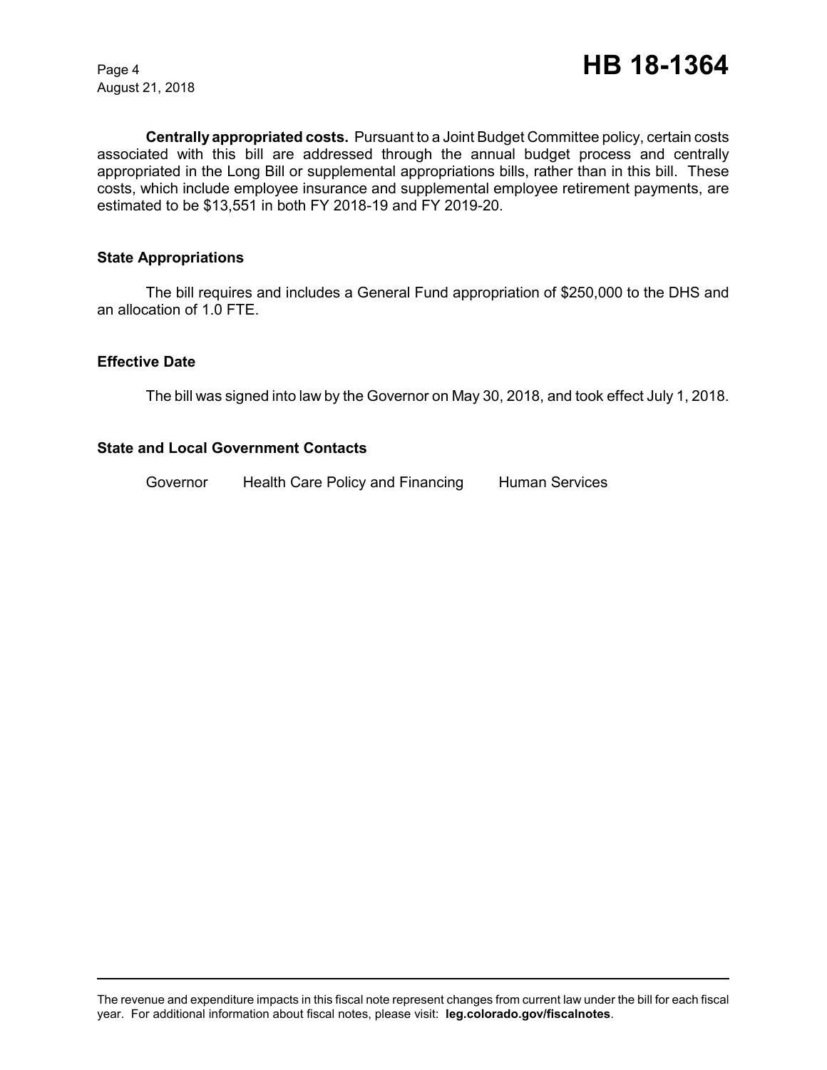**Centrally appropriated costs.** Pursuant to a Joint Budget Committee policy, certain costs associated with this bill are addressed through the annual budget process and centrally appropriated in the Long Bill or supplemental appropriations bills, rather than in this bill. These costs, which include employee insurance and supplemental employee retirement payments, are estimated to be $13,551 in both FY 2018-19 and FY 2019-20.

### State Appropriations

The bill requires and includes a General Fund appropriation of $250,000 to the DHS and an allocation of 1.0 FTE.

### Effective Date

The bill was signed into law by the Governor on May 30, 2018, and took effect July 1, 2018.

### State and Local Government Contacts

Governor    Health Care Policy and Financing    Human Services

The revenue and expenditure impacts in this fiscal note represent changes from current law under the bill for each fiscal year. For additional information about fiscal notes, please visit: **leg.colorado.gov/fiscalnotes**.